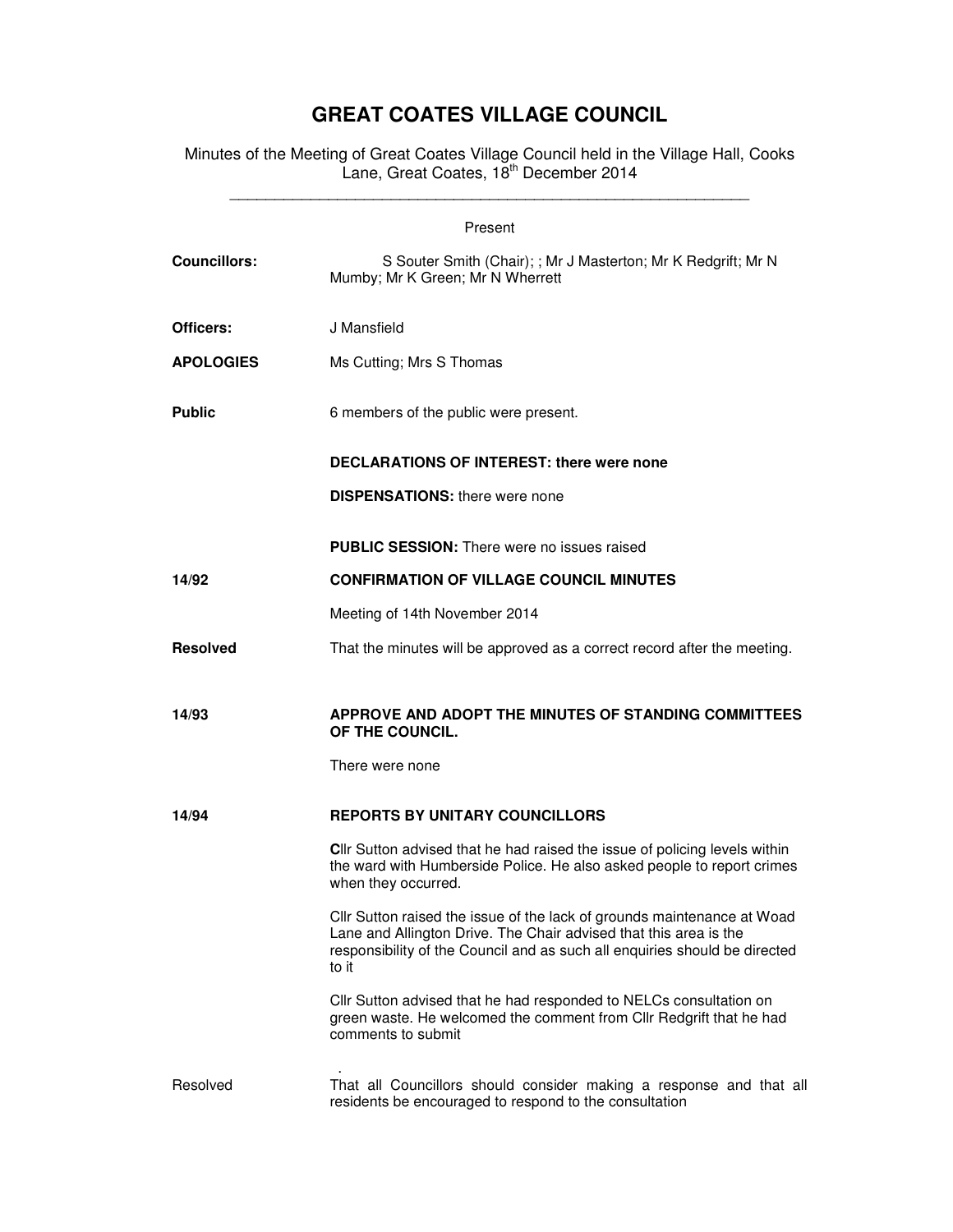# GREAT COATES VILLAGE COUNCIL

Minutes of the Meeting of Great Coates Village Council held in the Village Hall, Cooks Lane, Great Coates, 18th December 2014

---

Present

**Councillors:** S Souter Smith (Chair); ; Mr J Masterton; Mr K Redgrift; Mr N Mumby; Mr K Green; Mr N Wherrett

**Officers:** J Mansfield

**APOLOGIES** Ms Cutting; Mrs S Thomas

**Public** 6 members of the public were present.

**DECLARATIONS OF INTEREST: there were none**

**DISPENSATIONS:** there were none

**PUBLIC SESSION:** There were no issues raised

**14/92** **CONFIRMATION OF VILLAGE COUNCIL MINUTES**

Meeting of 14th November 2014

**Resolved** That the minutes will be approved as a correct record after the meeting.

**14/93** **APPROVE AND ADOPT THE MINUTES OF STANDING COMMITTEES OF THE COUNCIL.**

There were none

**14/94** **REPORTS BY UNITARY COUNCILLORS**

**C**llr Sutton advised that he had raised the issue of policing levels within the ward with Humberside Police. He also asked people to report crimes when they occurred.

Cllr Sutton raised the issue of the lack of grounds maintenance at Woad Lane and Allington Drive. The Chair advised that this area is the responsibility of the Council and as such all enquiries should be directed to it

Cllr Sutton advised that he had responded to NELCs consultation on green waste. He welcomed the comment from Cllr Redgrift that he had comments to submit

.

Resolved That all Councillors should consider making a response and that all residents be encouraged to respond to the consultation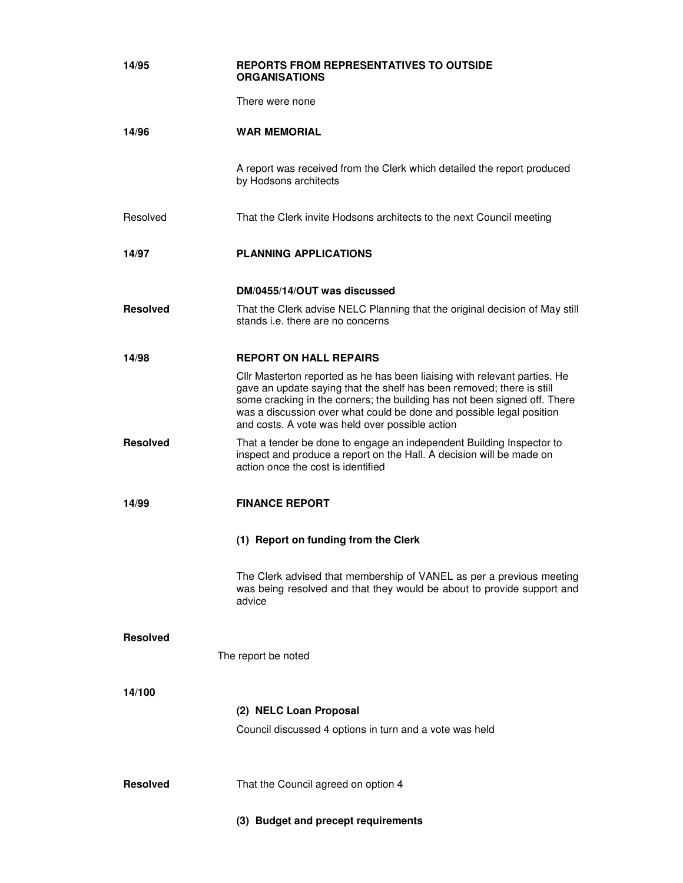**14/95** **REPORTS FROM REPRESENTATIVES TO OUTSIDE ORGANISATIONS**

There were none

**14/96** **WAR MEMORIAL**

A report was received from the Clerk which detailed the report produced by Hodsons architects

Resolved — That the Clerk invite Hodsons architects to the next Council meeting

**14/97** **PLANNING APPLICATIONS**

**DM/0455/14/OUT was discussed**

**Resolved** — That the Clerk advise NELC Planning that the original decision of May still stands i.e. there are no concerns

**14/98** **REPORT ON HALL REPAIRS**

Cllr Masterton reported as he has been liaising with relevant parties. He gave an update saying that the shelf has been removed; there is still some cracking in the corners; the building has not been signed off. There was a discussion over what could be done and possible legal position and costs. A vote was held over possible action

**Resolved** — That a tender be done to engage an independent Building Inspector to inspect and produce a report on the Hall. A decision will be made on action once the cost is identified

**14/99** **FINANCE REPORT**

**(1) Report on funding from the Clerk**

The Clerk advised that membership of VANEL as per a previous meeting was being resolved and that they would be about to provide support and advice

**Resolved**

The report be noted

**14/100**

**(2) NELC Loan Proposal**

Council discussed 4 options in turn and a vote was held

**Resolved** — That the Council agreed on option 4

**(3) Budget and precept requirements**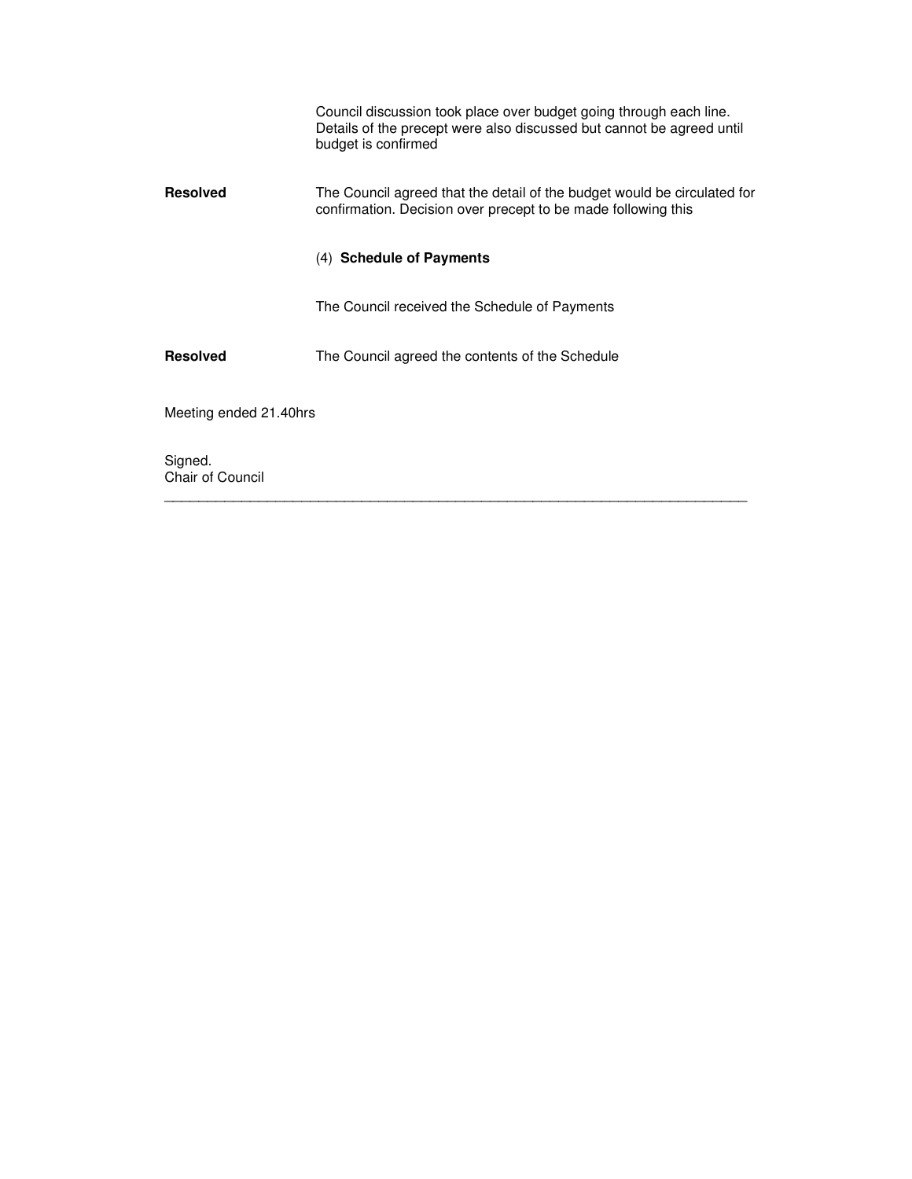Council discussion took place over budget going through each line. Details of the precept were also discussed but cannot be agreed until budget is confirmed

**Resolved** The Council agreed that the detail of the budget would be circulated for confirmation. Decision over precept to be made following this

(4) **Schedule of Payments**

The Council received the Schedule of Payments

**Resolved** The Council agreed the contents of the Schedule

Meeting ended 21.40hrs

Signed.
Chair of Council

_______________________________________________________________________________